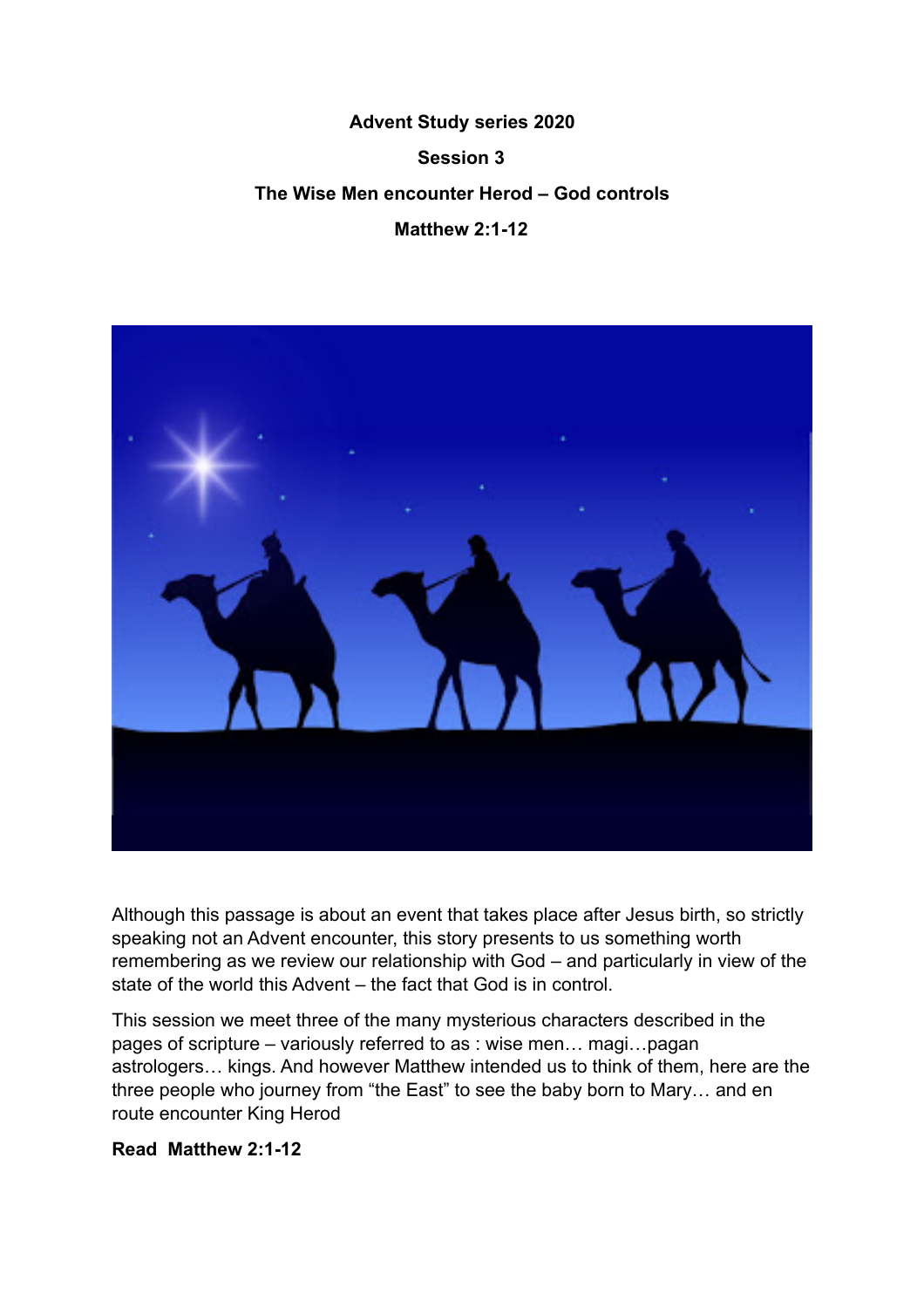**Advent Study series 2020**

**Session 3**

**The Wise Men encounter Herod – God controls**

**Matthew 2:1-12**

Although this passage is about an event that takes place after Jesus birth, so strictly speaking not an Advent encounter, this story presents to us something worth remembering as we review our relationship with God – and particularly in view of the state of the world this Advent – the fact that God is in control.

This session we meet three of the many mysterious characters described in the pages of scripture – variously referred to as : wise men… magi…pagan astrologers… kings. And however Matthew intended us to think of them, here are the three people who journey from "the East" to see the baby born to Mary… and en route encounter King Herod

**Read Matthew 2:1-12**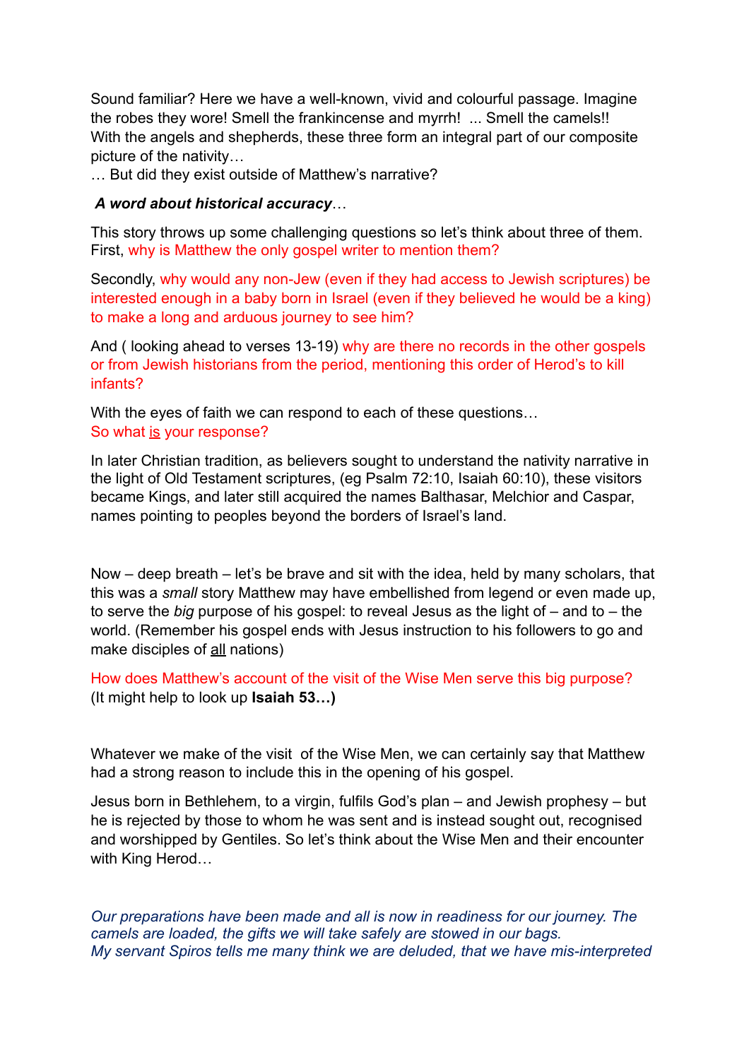Sound familiar? Here we have a well-known, vivid and colourful passage. Imagine the robes they wore! Smell the frankincense and myrrh! ... Smell the camels!! With the angels and shepherds, these three form an integral part of our composite picture of the nativity…

… But did they exist outside of Matthew's narrative?

***A word about historical accuracy***…

This story throws up some challenging questions so let's think about three of them. First, why is Matthew the only gospel writer to mention them?

Secondly, why would any non-Jew (even if they had access to Jewish scriptures) be interested enough in a baby born in Israel (even if they believed he would be a king) to make a long and arduous journey to see him?

And ( looking ahead to verses 13-19) why are there no records in the other gospels or from Jewish historians from the period, mentioning this order of Herod's to kill infants?

With the eyes of faith we can respond to each of these questions…
So what is your response?

In later Christian tradition, as believers sought to understand the nativity narrative in the light of Old Testament scriptures, (eg Psalm 72:10, Isaiah 60:10), these visitors became Kings, and later still acquired the names Balthasar, Melchior and Caspar, names pointing to peoples beyond the borders of Israel's land.

Now – deep breath – let's be brave and sit with the idea, held by many scholars, that this was a *small* story Matthew may have embellished from legend or even made up, to serve the *big* purpose of his gospel: to reveal Jesus as the light of – and to – the world. (Remember his gospel ends with Jesus instruction to his followers to go and make disciples of all nations)

How does Matthew's account of the visit of the Wise Men serve this big purpose? (It might help to look up **Isaiah 53…)**

Whatever we make of the visit of the Wise Men, we can certainly say that Matthew had a strong reason to include this in the opening of his gospel.

Jesus born in Bethlehem, to a virgin, fulfils God's plan – and Jewish prophesy – but he is rejected by those to whom he was sent and is instead sought out, recognised and worshipped by Gentiles. So let's think about the Wise Men and their encounter with King Herod…

*Our preparations have been made and all is now in readiness for our journey. The camels are loaded, the gifts we will take safely are stowed in our bags.*
*My servant Spiros tells me many think we are deluded, that we have mis-interpreted*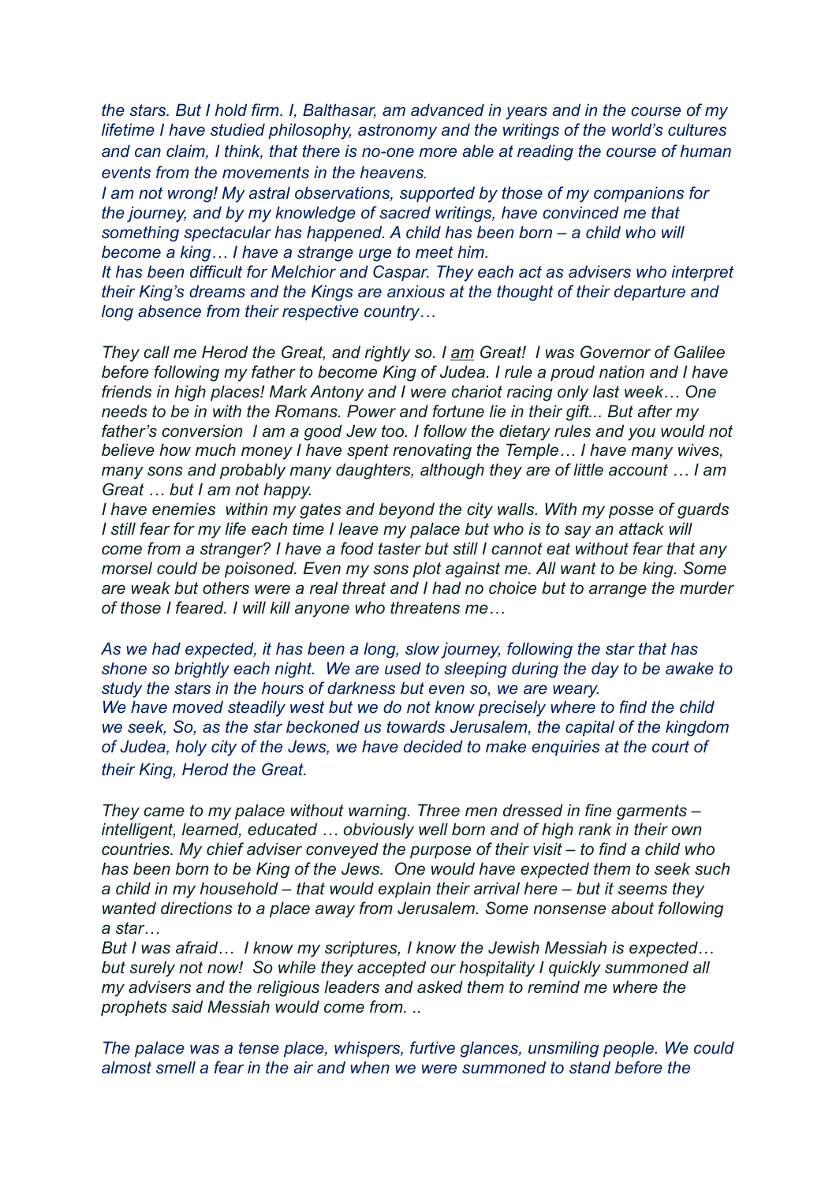*the stars. But I hold firm. I, Balthasar, am advanced in years and in the course of my lifetime I have studied philosophy, astronomy and the writings of the world's cultures and can claim, I think, that there is no-one more able at reading the course of human events from the movements in the heavens.*

*I am not wrong! My astral observations, supported by those of my companions for the journey, and by my knowledge of sacred writings, have convinced me that something spectacular has happened. A child has been born – a child who will become a king… I have a strange urge to meet him.*

*It has been difficult for Melchior and Caspar. They each act as advisers who interpret their King's dreams and the Kings are anxious at the thought of their departure and long absence from their respective country…*

*They call me Herod the Great, and rightly so. I <u>am</u> Great! I was Governor of Galilee before following my father to become King of Judea. I rule a proud nation and I have friends in high places! Mark Antony and I were chariot racing only last week… One needs to be in with the Romans. Power and fortune lie in their gift... But after my father's conversion I am a good Jew too. I follow the dietary rules and you would not believe how much money I have spent renovating the Temple… I have many wives, many sons and probably many daughters, although they are of little account … I am Great … but I am not happy.*

*I have enemies within my gates and beyond the city walls. With my posse of guards I still fear for my life each time I leave my palace but who is to say an attack will come from a stranger? I have a food taster but still I cannot eat without fear that any morsel could be poisoned. Even my sons plot against me. All want to be king. Some are weak but others were a real threat and I had no choice but to arrange the murder of those I feared. I will kill anyone who threatens me…*

*As we had expected, it has been a long, slow journey, following the star that has shone so brightly each night. We are used to sleeping during the day to be awake to study the stars in the hours of darkness but even so, we are weary.*

*We have moved steadily west but we do not know precisely where to find the child we seek, So, as the star beckoned us towards Jerusalem, the capital of the kingdom of Judea, holy city of the Jews, we have decided to make enquiries at the court of their King, Herod the Great.*

*They came to my palace without warning. Three men dressed in fine garments – intelligent, learned, educated … obviously well born and of high rank in their own countries. My chief adviser conveyed the purpose of their visit – to find a child who has been born to be King of the Jews. One would have expected them to seek such a child in my household – that would explain their arrival here – but it seems they wanted directions to a place away from Jerusalem. Some nonsense about following a star…*

*But I was afraid… I know my scriptures, I know the Jewish Messiah is expected… but surely not now! So while they accepted our hospitality I quickly summoned all my advisers and the religious leaders and asked them to remind me where the prophets said Messiah would come from. ..*

*The palace was a tense place, whispers, furtive glances, unsmiling people. We could almost smell a fear in the air and when we were summoned to stand before the*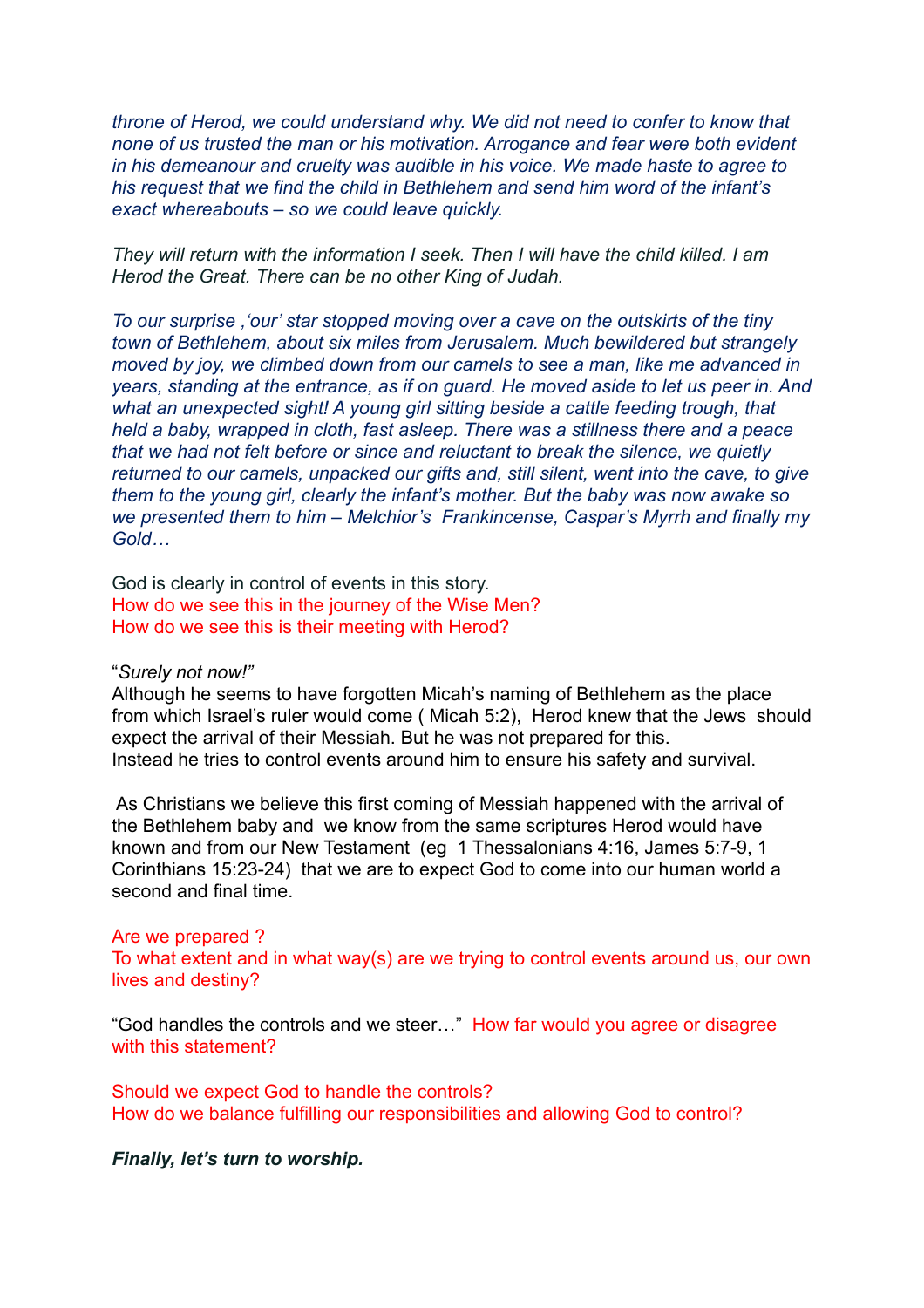*throne of Herod, we could understand why. We did not need to confer to know that none of us trusted the man or his motivation. Arrogance and fear were both evident in his demeanour and cruelty was audible in his voice. We made haste to agree to his request that we find the child in Bethlehem and send him word of the infant's exact whereabouts – so we could leave quickly.*

*They will return with the information I seek. Then I will have the child killed. I am Herod the Great. There can be no other King of Judah.*

*To our surprise ,'our' star stopped moving over a cave on the outskirts of the tiny town of Bethlehem, about six miles from Jerusalem. Much bewildered but strangely moved by joy, we climbed down from our camels to see a man, like me advanced in years, standing at the entrance, as if on guard. He moved aside to let us peer in. And what an unexpected sight! A young girl sitting beside a cattle feeding trough, that held a baby, wrapped in cloth, fast asleep. There was a stillness there and a peace that we had not felt before or since and reluctant to break the silence, we quietly returned to our camels, unpacked our gifts and, still silent, went into the cave, to give them to the young girl, clearly the infant's mother. But the baby was now awake so we presented them to him – Melchior's Frankincense, Caspar's Myrrh and finally my Gold…*

God is clearly in control of events in this story.
How do we see this in the journey of the Wise Men?
How do we see this is their meeting with Herod?

"*Surely not now!"*
Although he seems to have forgotten Micah's naming of Bethlehem as the place from which Israel's ruler would come ( Micah 5:2), Herod knew that the Jews should expect the arrival of their Messiah. But he was not prepared for this.
Instead he tries to control events around him to ensure his safety and survival.

As Christians we believe this first coming of Messiah happened with the arrival of the Bethlehem baby and we know from the same scriptures Herod would have known and from our New Testament (eg 1 Thessalonians 4:16, James 5:7-9, 1 Corinthians 15:23-24) that we are to expect God to come into our human world a second and final time.

Are we prepared ?
To what extent and in what way(s) are we trying to control events around us, our own lives and destiny?

"God handles the controls and we steer…" How far would you agree or disagree with this statement?

Should we expect God to handle the controls?
How do we balance fulfilling our responsibilities and allowing God to control?

***Finally, let's turn to worship.***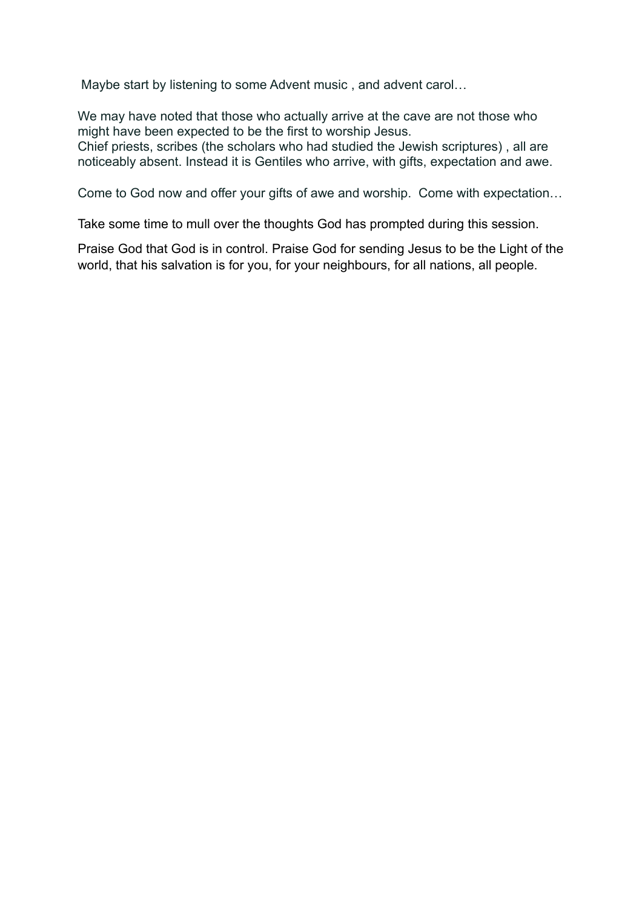Maybe start by listening to some Advent music , and advent carol…

We may have noted that those who actually arrive at the cave are not those who might have been expected to be the first to worship Jesus.
Chief priests, scribes (the scholars who had studied the Jewish scriptures) , all are noticeably absent. Instead it is Gentiles who arrive, with gifts, expectation and awe.

Come to God now and offer your gifts of awe and worship.  Come with expectation…

Take some time to mull over the thoughts God has prompted during this session.

Praise God that God is in control. Praise God for sending Jesus to be the Light of the world, that his salvation is for you, for your neighbours, for all nations, all people.